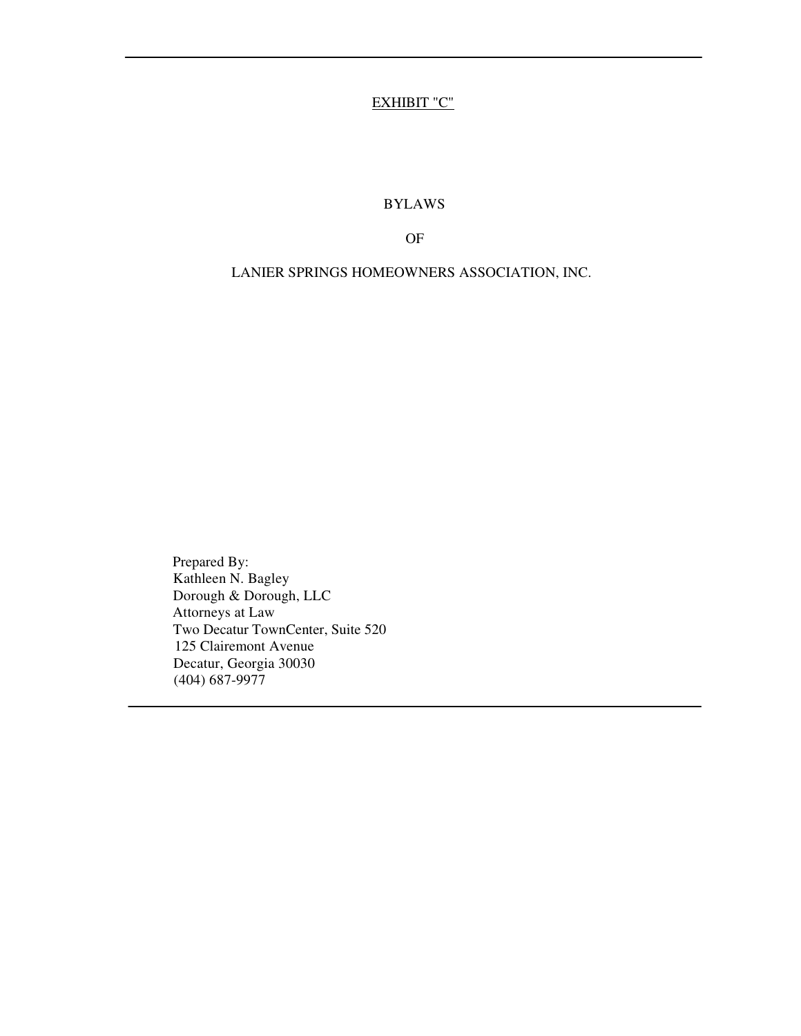<u>EXHIBIT "C"</u>

# BYLAWS

# OF

# LANIER SPRINGS HOMEOWNERS ASSOCIATION, INC.

Prepared By:
Kathleen N. Bagley
Dorough & Dorough, LLC
Attorneys at Law
Two Decatur TownCenter, Suite 520
125 Clairemont Avenue
Decatur, Georgia 30030
(404) 687-9977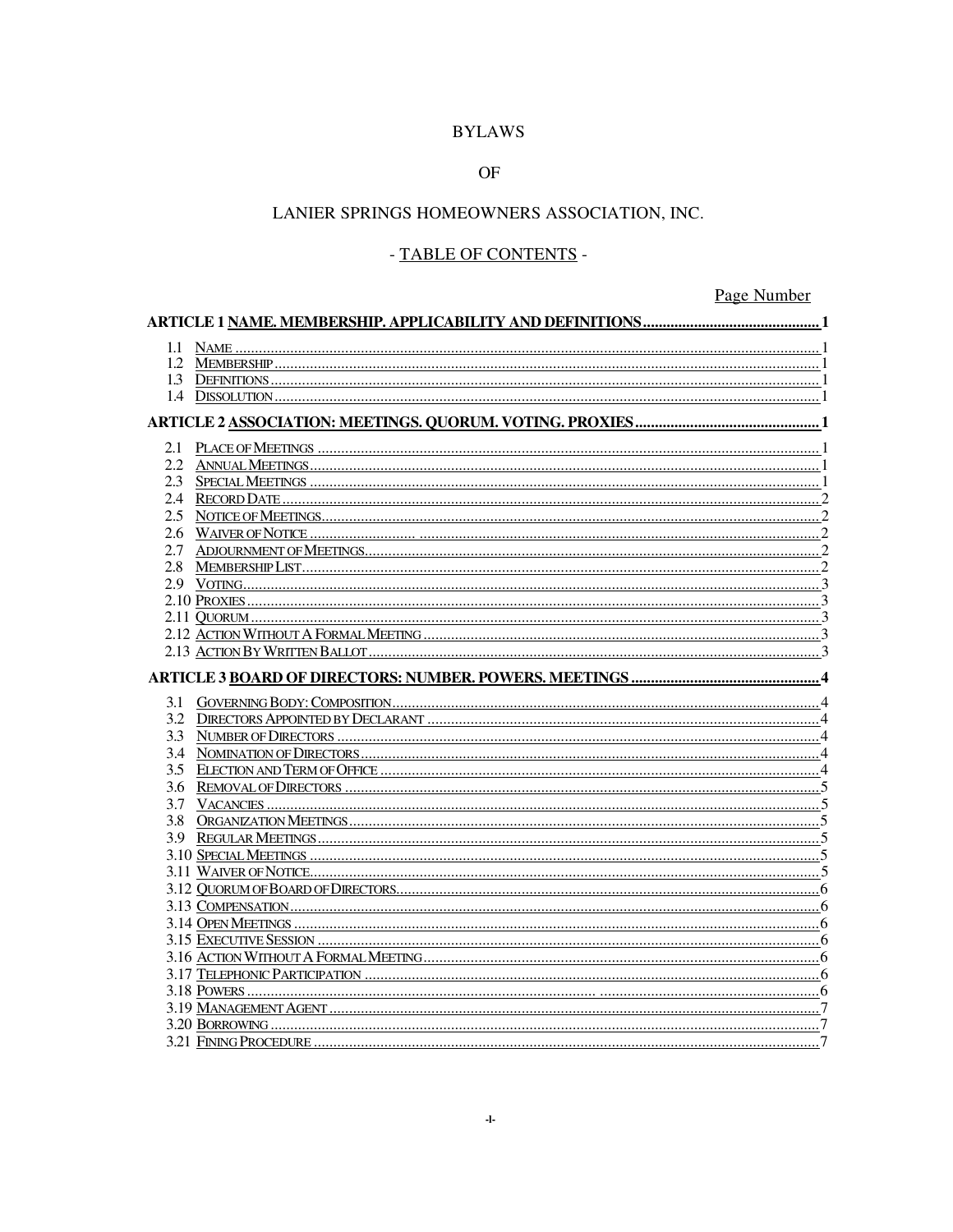# BYLAWS

# OF

# LANIER SPRINGS HOMEOWNERS ASSOCIATION, INC.

## - TABLE OF CONTENTS -

| | Page Number |
|---|---|
| **ARTICLE 1 NAME. MEMBERSHIP. APPLICABILITY AND DEFINITIONS** | **1** |
| 1.1 Name | 1 |
| 1.2 Membership | 1 |
| 1.3 Definitions | 1 |
| 1.4 Dissolution | 1 |
| **ARTICLE 2 ASSOCIATION: MEETINGS. QUORUM. VOTING. PROXIES** | **1** |
| 2.1 Place of Meetings | 1 |
| 2.2 Annual Meetings | 1 |
| 2.3 Special Meetings | 1 |
| 2.4 Record Date | 2 |
| 2.5 Notice of Meetings | 2 |
| 2.6 Waiver of Notice | 2 |
| 2.7 Adjournment of Meetings | 2 |
| 2.8 Membership List | 2 |
| 2.9 Voting | 3 |
| 2.10 Proxies | 3 |
| 2.11 Quorum | 3 |
| 2.12 Action Without A Formal Meeting | 3 |
| 2.13 Action By Written Ballot | 3 |
| **ARTICLE 3 BOARD OF DIRECTORS: NUMBER. POWERS. MEETINGS** | **4** |
| 3.1 Governing Body: Composition | 4 |
| 3.2 Directors Appointed by Declarant | 4 |
| 3.3 Number of Directors | 4 |
| 3.4 Nomination of Directors | 4 |
| 3.5 Election and Term of Office | 4 |
| 3.6 Removal of Directors | 5 |
| 3.7 Vacancies | 5 |
| 3.8 Organization Meetings | 5 |
| 3.9 Regular Meetings | 5 |
| 3.10 Special Meetings | 5 |
| 3.11 Waiver of Notice | 5 |
| 3.12 Quorum of Board of Directors | 6 |
| 3.13 Compensation | 6 |
| 3.14 Open Meetings | 6 |
| 3.15 Executive Session | 6 |
| 3.16 Action Without A Formal Meeting | 6 |
| 3.17 Telephonic Participation | 6 |
| 3.18 Powers | 6 |
| 3.19 Management Agent | 7 |
| 3.20 Borrowing | 7 |
| 3.21 Fining Procedure | 7 |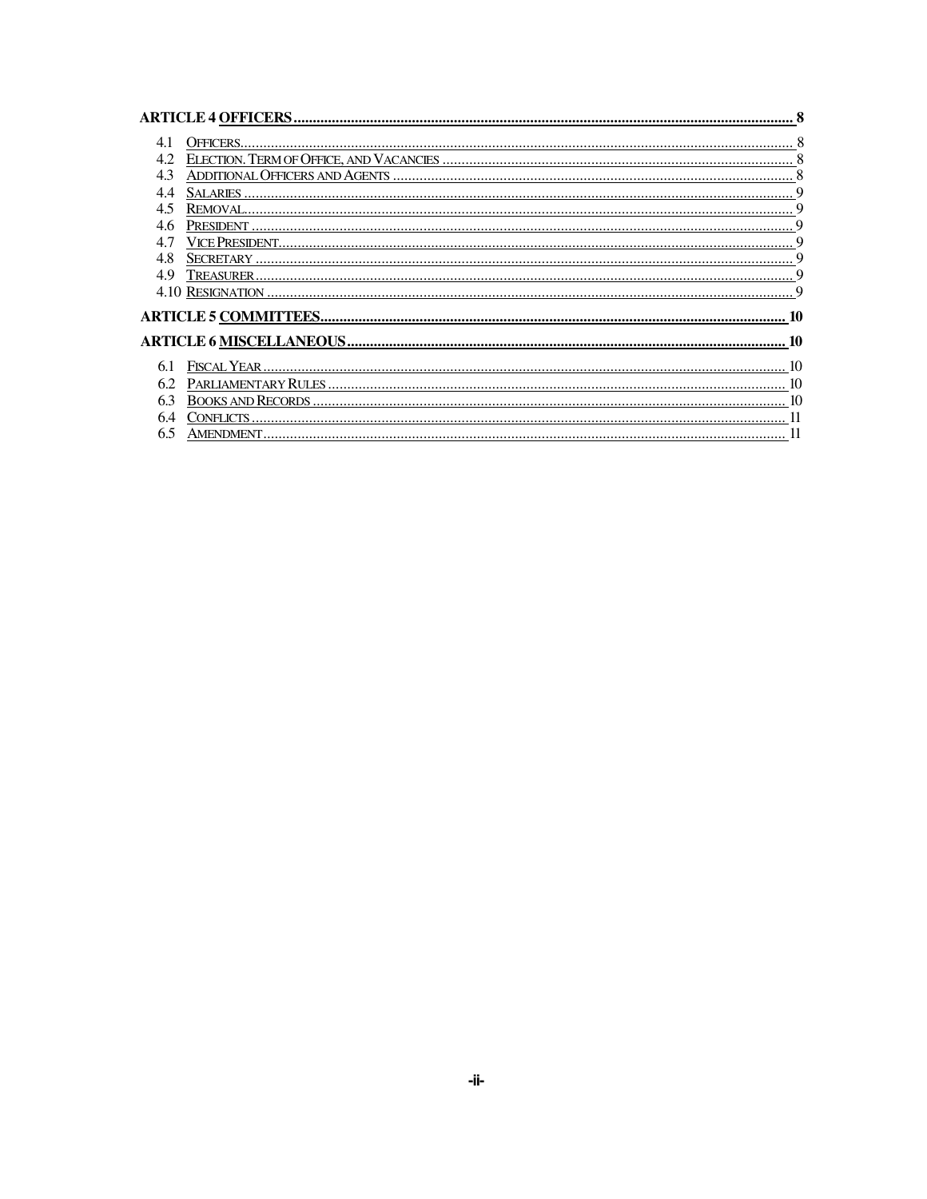**ARTICLE 4 OFFICERS** ..... **8**

4.1 Officers ..... 8
4.2 Election. Term of Office, and Vacancies ..... 8
4.3 Additional Officers and Agents ..... 8
4.4 Salaries ..... 9
4.5 Removal ..... 9
4.6 President ..... 9
4.7 Vice President ..... 9
4.8 Secretary ..... 9
4.9 Treasurer ..... 9
4.10 Resignation ..... 9

**ARTICLE 5 COMMITTEES** ..... **10**

**ARTICLE 6 MISCELLANEOUS** ..... **10**

6.1 Fiscal Year ..... 10
6.2 Parliamentary Rules ..... 10
6.3 Books and Records ..... 10
6.4 Conflicts ..... 11
6.5 Amendment ..... 11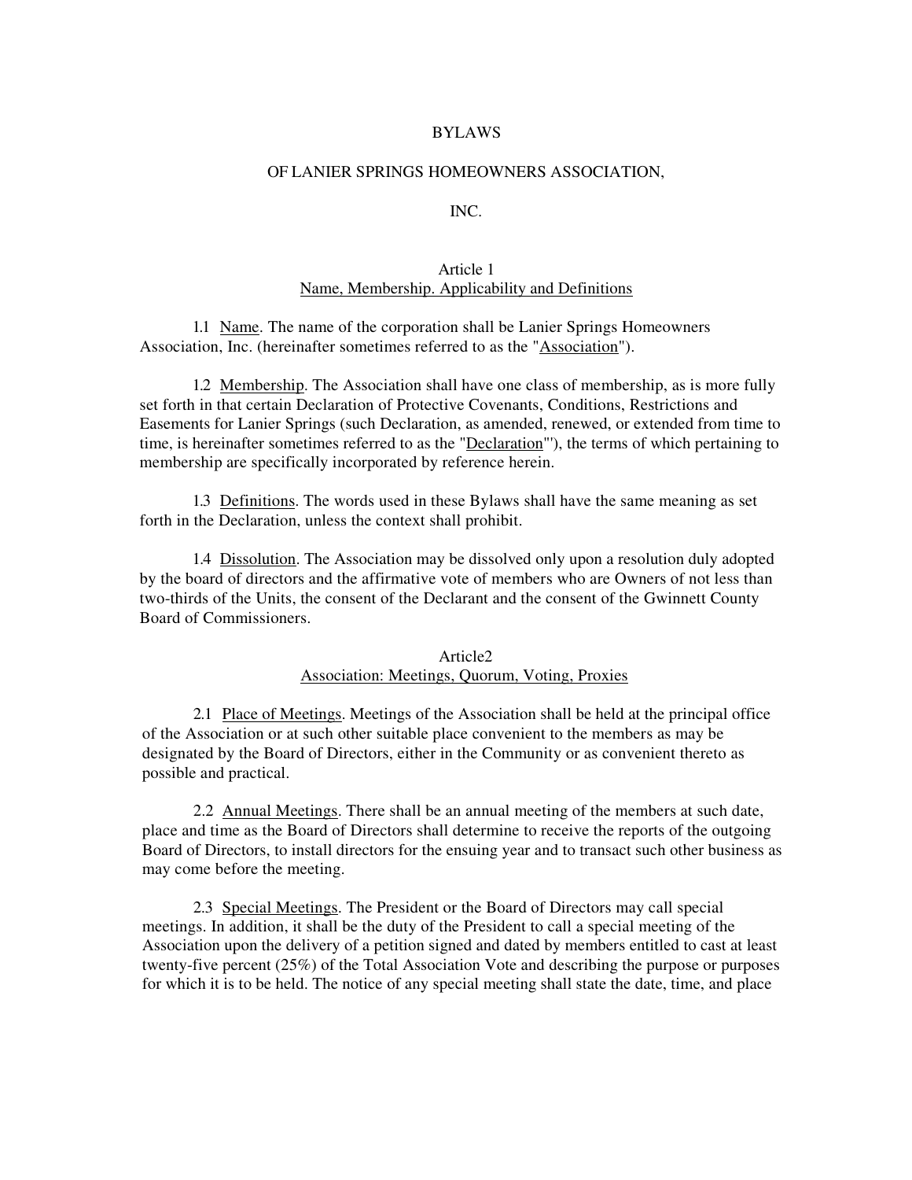# BYLAWS

# OF LANIER SPRINGS HOMEOWNERS ASSOCIATION, INC.

## Article 1
## Name, Membership. Applicability and Definitions

1.1 Name. The name of the corporation shall be Lanier Springs Homeowners Association, Inc. (hereinafter sometimes referred to as the "Association").

1.2 Membership. The Association shall have one class of membership, as is more fully set forth in that certain Declaration of Protective Covenants, Conditions, Restrictions and Easements for Lanier Springs (such Declaration, as amended, renewed, or extended from time to time, is hereinafter sometimes referred to as the "Declaration"'), the terms of which pertaining to membership are specifically incorporated by reference herein.

1.3 Definitions. The words used in these Bylaws shall have the same meaning as set forth in the Declaration, unless the context shall prohibit.

1.4 Dissolution. The Association may be dissolved only upon a resolution duly adopted by the board of directors and the affirmative vote of members who are Owners of not less than two-thirds of the Units, the consent of the Declarant and the consent of the Gwinnett County Board of Commissioners.

## Article2
## Association: Meetings, Quorum, Voting, Proxies

2.1 Place of Meetings. Meetings of the Association shall be held at the principal office of the Association or at such other suitable place convenient to the members as may be designated by the Board of Directors, either in the Community or as convenient thereto as possible and practical.

2.2 Annual Meetings. There shall be an annual meeting of the members at such date, place and time as the Board of Directors shall determine to receive the reports of the outgoing Board of Directors, to install directors for the ensuing year and to transact such other business as may come before the meeting.

2.3 Special Meetings. The President or the Board of Directors may call special meetings. In addition, it shall be the duty of the President to call a special meeting of the Association upon the delivery of a petition signed and dated by members entitled to cast at least twenty-five percent (25%) of the Total Association Vote and describing the purpose or purposes for which it is to be held. The notice of any special meeting shall state the date, time, and place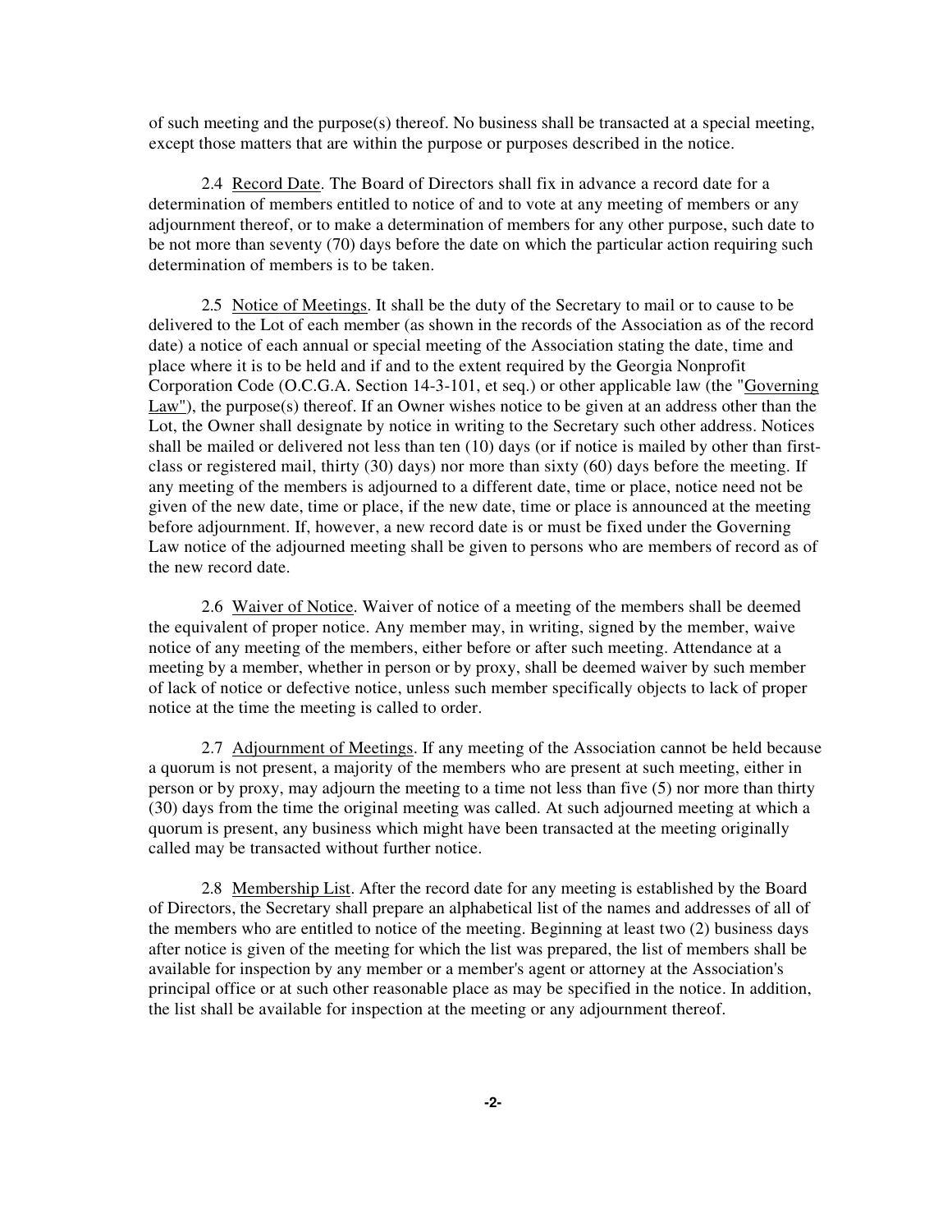of such meeting and the purpose(s) thereof. No business shall be transacted at a special meeting, except those matters that are within the purpose or purposes described in the notice.

2.4 Record Date. The Board of Directors shall fix in advance a record date for a determination of members entitled to notice of and to vote at any meeting of members or any adjournment thereof, or to make a determination of members for any other purpose, such date to be not more than seventy (70) days before the date on which the particular action requiring such determination of members is to be taken.

2.5 Notice of Meetings. It shall be the duty of the Secretary to mail or to cause to be delivered to the Lot of each member (as shown in the records of the Association as of the record date) a notice of each annual or special meeting of the Association stating the date, time and place where it is to be held and if and to the extent required by the Georgia Nonprofit Corporation Code (O.C.G.A. Section 14-3-101, et seq.) or other applicable law (the "Governing Law"), the purpose(s) thereof. If an Owner wishes notice to be given at an address other than the Lot, the Owner shall designate by notice in writing to the Secretary such other address. Notices shall be mailed or delivered not less than ten (10) days (or if notice is mailed by other than first-class or registered mail, thirty (30) days) nor more than sixty (60) days before the meeting. If any meeting of the members is adjourned to a different date, time or place, notice need not be given of the new date, time or place, if the new date, time or place is announced at the meeting before adjournment. If, however, a new record date is or must be fixed under the Governing Law notice of the adjourned meeting shall be given to persons who are members of record as of the new record date.

2.6 Waiver of Notice. Waiver of notice of a meeting of the members shall be deemed the equivalent of proper notice. Any member may, in writing, signed by the member, waive notice of any meeting of the members, either before or after such meeting. Attendance at a meeting by a member, whether in person or by proxy, shall be deemed waiver by such member of lack of notice or defective notice, unless such member specifically objects to lack of proper notice at the time the meeting is called to order.

2.7 Adjournment of Meetings. If any meeting of the Association cannot be held because a quorum is not present, a majority of the members who are present at such meeting, either in person or by proxy, may adjourn the meeting to a time not less than five (5) nor more than thirty (30) days from the time the original meeting was called. At such adjourned meeting at which a quorum is present, any business which might have been transacted at the meeting originally called may be transacted without further notice.

2.8 Membership List. After the record date for any meeting is established by the Board of Directors, the Secretary shall prepare an alphabetical list of the names and addresses of all of the members who are entitled to notice of the meeting. Beginning at least two (2) business days after notice is given of the meeting for which the list was prepared, the list of members shall be available for inspection by any member or a member's agent or attorney at the Association's principal office or at such other reasonable place as may be specified in the notice. In addition, the list shall be available for inspection at the meeting or any adjournment thereof.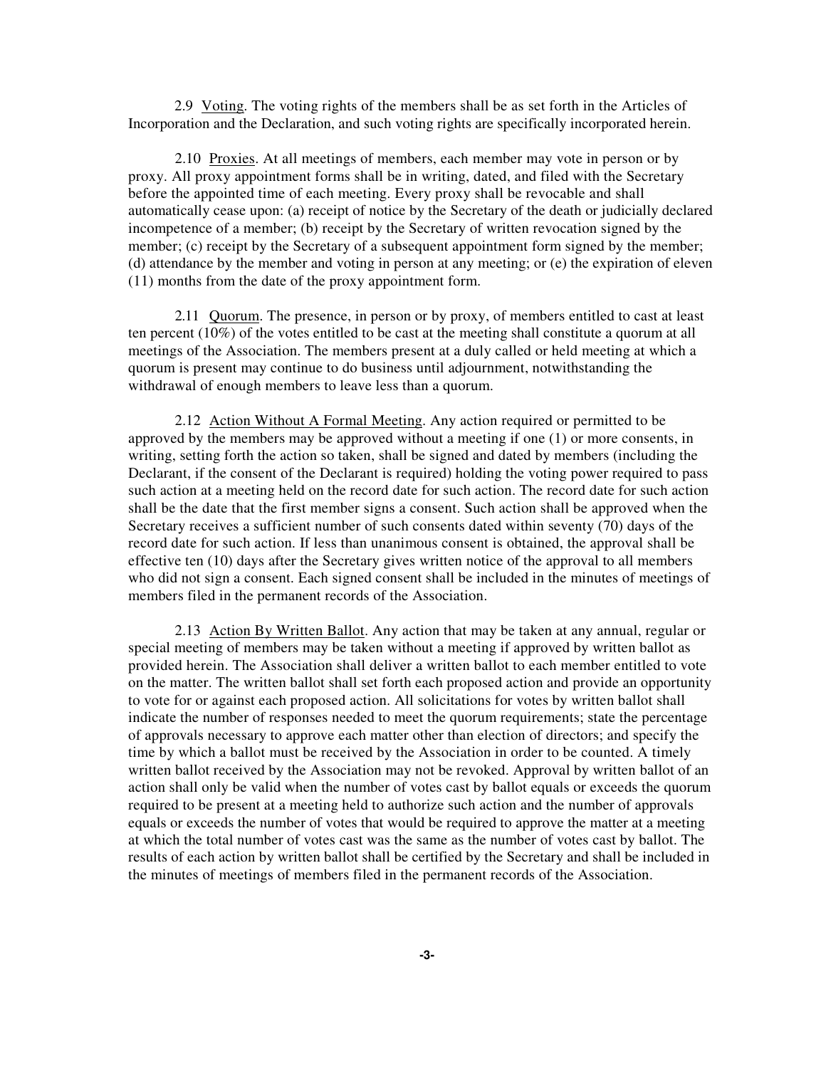2.9 Voting. The voting rights of the members shall be as set forth in the Articles of Incorporation and the Declaration, and such voting rights are specifically incorporated herein.

2.10 Proxies. At all meetings of members, each member may vote in person or by proxy. All proxy appointment forms shall be in writing, dated, and filed with the Secretary before the appointed time of each meeting. Every proxy shall be revocable and shall automatically cease upon: (a) receipt of notice by the Secretary of the death or judicially declared incompetence of a member; (b) receipt by the Secretary of written revocation signed by the member; (c) receipt by the Secretary of a subsequent appointment form signed by the member; (d) attendance by the member and voting in person at any meeting; or (e) the expiration of eleven (11) months from the date of the proxy appointment form.

2.11 Quorum. The presence, in person or by proxy, of members entitled to cast at least ten percent (10%) of the votes entitled to be cast at the meeting shall constitute a quorum at all meetings of the Association. The members present at a duly called or held meeting at which a quorum is present may continue to do business until adjournment, notwithstanding the withdrawal of enough members to leave less than a quorum.

2.12 Action Without A Formal Meeting. Any action required or permitted to be approved by the members may be approved without a meeting if one (1) or more consents, in writing, setting forth the action so taken, shall be signed and dated by members (including the Declarant, if the consent of the Declarant is required) holding the voting power required to pass such action at a meeting held on the record date for such action. The record date for such action shall be the date that the first member signs a consent. Such action shall be approved when the Secretary receives a sufficient number of such consents dated within seventy (70) days of the record date for such action. If less than unanimous consent is obtained, the approval shall be effective ten (10) days after the Secretary gives written notice of the approval to all members who did not sign a consent. Each signed consent shall be included in the minutes of meetings of members filed in the permanent records of the Association.

2.13 Action By Written Ballot. Any action that may be taken at any annual, regular or special meeting of members may be taken without a meeting if approved by written ballot as provided herein. The Association shall deliver a written ballot to each member entitled to vote on the matter. The written ballot shall set forth each proposed action and provide an opportunity to vote for or against each proposed action. All solicitations for votes by written ballot shall indicate the number of responses needed to meet the quorum requirements; state the percentage of approvals necessary to approve each matter other than election of directors; and specify the time by which a ballot must be received by the Association in order to be counted. A timely written ballot received by the Association may not be revoked. Approval by written ballot of an action shall only be valid when the number of votes cast by ballot equals or exceeds the quorum required to be present at a meeting held to authorize such action and the number of approvals equals or exceeds the number of votes that would be required to approve the matter at a meeting at which the total number of votes cast was the same as the number of votes cast by ballot. The results of each action by written ballot shall be certified by the Secretary and shall be included in the minutes of meetings of members filed in the permanent records of the Association.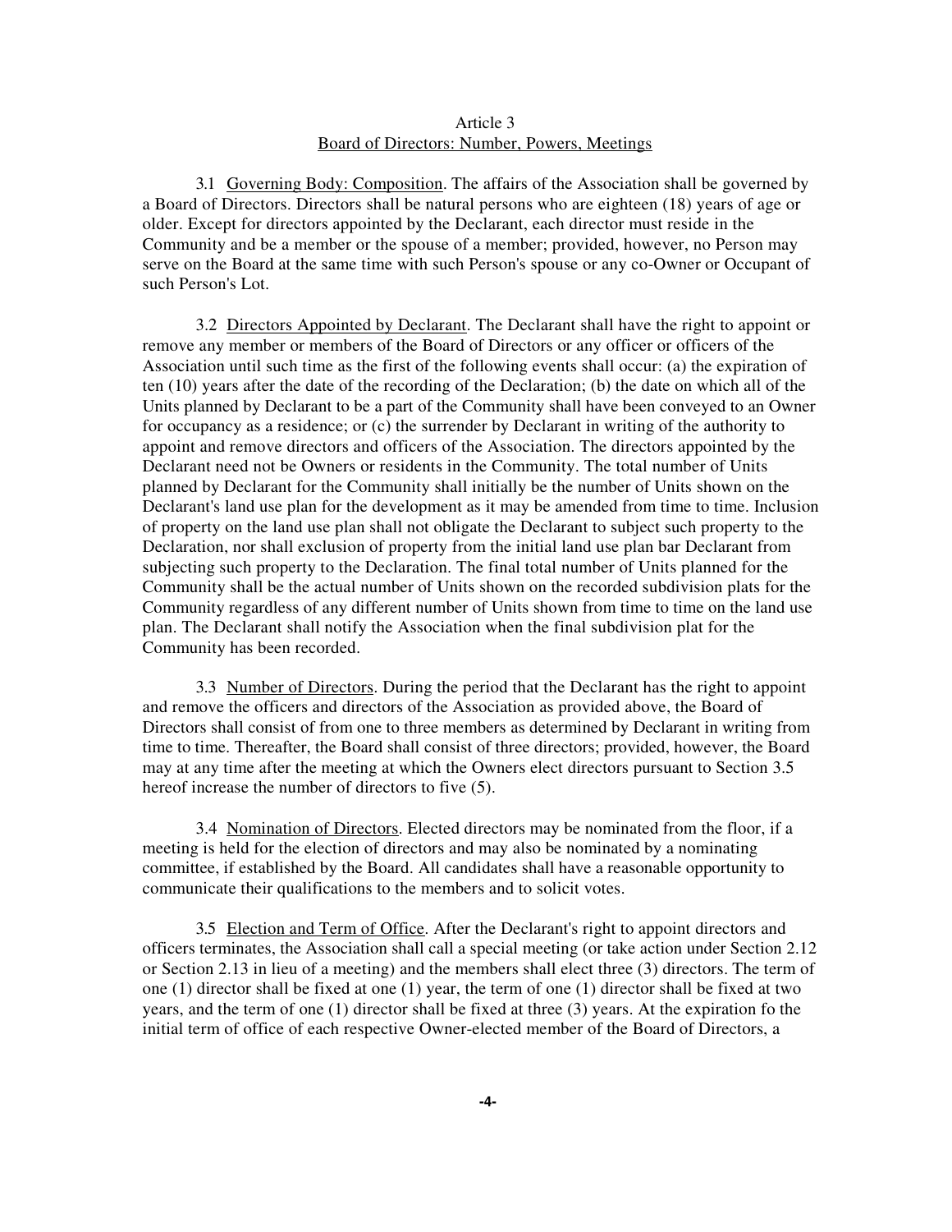## Article 3
## Board of Directors: Number, Powers, Meetings

3.1 Governing Body: Composition. The affairs of the Association shall be governed by a Board of Directors. Directors shall be natural persons who are eighteen (18) years of age or older. Except for directors appointed by the Declarant, each director must reside in the Community and be a member or the spouse of a member; provided, however, no Person may serve on the Board at the same time with such Person's spouse or any co-Owner or Occupant of such Person's Lot.

3.2 Directors Appointed by Declarant. The Declarant shall have the right to appoint or remove any member or members of the Board of Directors or any officer or officers of the Association until such time as the first of the following events shall occur: (a) the expiration of ten (10) years after the date of the recording of the Declaration; (b) the date on which all of the Units planned by Declarant to be a part of the Community shall have been conveyed to an Owner for occupancy as a residence; or (c) the surrender by Declarant in writing of the authority to appoint and remove directors and officers of the Association. The directors appointed by the Declarant need not be Owners or residents in the Community. The total number of Units planned by Declarant for the Community shall initially be the number of Units shown on the Declarant's land use plan for the development as it may be amended from time to time. Inclusion of property on the land use plan shall not obligate the Declarant to subject such property to the Declaration, nor shall exclusion of property from the initial land use plan bar Declarant from subjecting such property to the Declaration. The final total number of Units planned for the Community shall be the actual number of Units shown on the recorded subdivision plats for the Community regardless of any different number of Units shown from time to time on the land use plan. The Declarant shall notify the Association when the final subdivision plat for the Community has been recorded.

3.3 Number of Directors. During the period that the Declarant has the right to appoint and remove the officers and directors of the Association as provided above, the Board of Directors shall consist of from one to three members as determined by Declarant in writing from time to time. Thereafter, the Board shall consist of three directors; provided, however, the Board may at any time after the meeting at which the Owners elect directors pursuant to Section 3.5 hereof increase the number of directors to five (5).

3.4 Nomination of Directors. Elected directors may be nominated from the floor, if a meeting is held for the election of directors and may also be nominated by a nominating committee, if established by the Board. All candidates shall have a reasonable opportunity to communicate their qualifications to the members and to solicit votes.

3.5 Election and Term of Office. After the Declarant's right to appoint directors and officers terminates, the Association shall call a special meeting (or take action under Section 2.12 or Section 2.13 in lieu of a meeting) and the members shall elect three (3) directors. The term of one (1) director shall be fixed at one (1) year, the term of one (1) director shall be fixed at two years, and the term of one (1) director shall be fixed at three (3) years. At the expiration fo the initial term of office of each respective Owner-elected member of the Board of Directors, a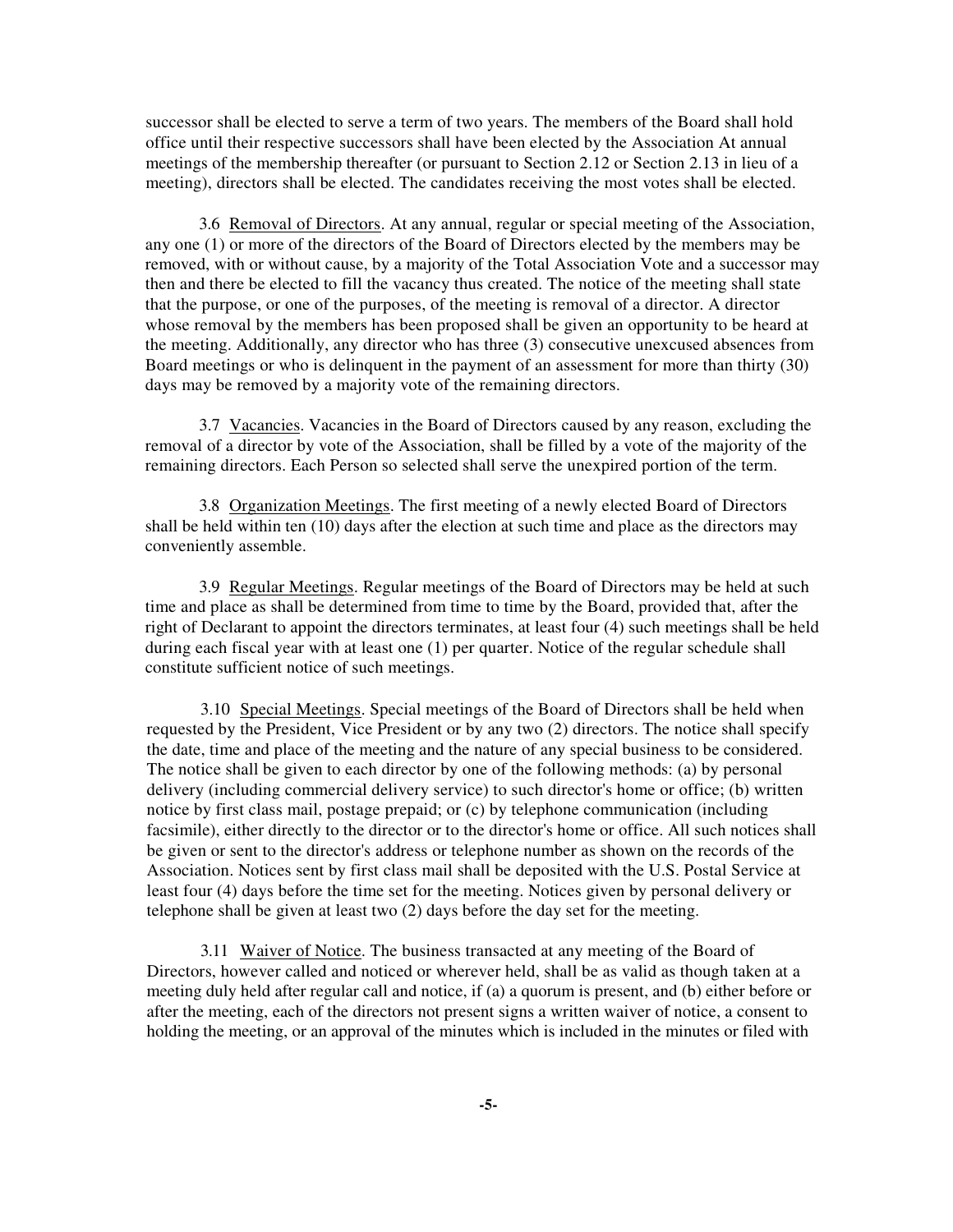successor shall be elected to serve a term of two years. The members of the Board shall hold office until their respective successors shall have been elected by the Association At annual meetings of the membership thereafter (or pursuant to Section 2.12 or Section 2.13 in lieu of a meeting), directors shall be elected. The candidates receiving the most votes shall be elected.

3.6 Removal of Directors. At any annual, regular or special meeting of the Association, any one (1) or more of the directors of the Board of Directors elected by the members may be removed, with or without cause, by a majority of the Total Association Vote and a successor may then and there be elected to fill the vacancy thus created. The notice of the meeting shall state that the purpose, or one of the purposes, of the meeting is removal of a director. A director whose removal by the members has been proposed shall be given an opportunity to be heard at the meeting. Additionally, any director who has three (3) consecutive unexcused absences from Board meetings or who is delinquent in the payment of an assessment for more than thirty (30) days may be removed by a majority vote of the remaining directors.

3.7 Vacancies. Vacancies in the Board of Directors caused by any reason, excluding the removal of a director by vote of the Association, shall be filled by a vote of the majority of the remaining directors. Each Person so selected shall serve the unexpired portion of the term.

3.8 Organization Meetings. The first meeting of a newly elected Board of Directors shall be held within ten (10) days after the election at such time and place as the directors may conveniently assemble.

3.9 Regular Meetings. Regular meetings of the Board of Directors may be held at such time and place as shall be determined from time to time by the Board, provided that, after the right of Declarant to appoint the directors terminates, at least four (4) such meetings shall be held during each fiscal year with at least one (1) per quarter. Notice of the regular schedule shall constitute sufficient notice of such meetings.

3.10 Special Meetings. Special meetings of the Board of Directors shall be held when requested by the President, Vice President or by any two (2) directors. The notice shall specify the date, time and place of the meeting and the nature of any special business to be considered. The notice shall be given to each director by one of the following methods: (a) by personal delivery (including commercial delivery service) to such director's home or office; (b) written notice by first class mail, postage prepaid; or (c) by telephone communication (including facsimile), either directly to the director or to the director's home or office. All such notices shall be given or sent to the director's address or telephone number as shown on the records of the Association. Notices sent by first class mail shall be deposited with the U.S. Postal Service at least four (4) days before the time set for the meeting. Notices given by personal delivery or telephone shall be given at least two (2) days before the day set for the meeting.

3.11 Waiver of Notice. The business transacted at any meeting of the Board of Directors, however called and noticed or wherever held, shall be as valid as though taken at a meeting duly held after regular call and notice, if (a) a quorum is present, and (b) either before or after the meeting, each of the directors not present signs a written waiver of notice, a consent to holding the meeting, or an approval of the minutes which is included in the minutes or filed with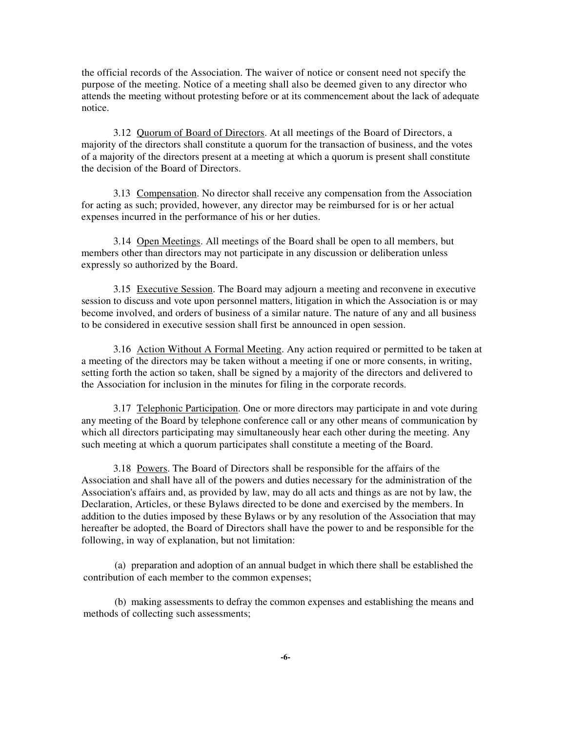the official records of the Association. The waiver of notice or consent need not specify the purpose of the meeting. Notice of a meeting shall also be deemed given to any director who attends the meeting without protesting before or at its commencement about the lack of adequate notice.

3.12 Quorum of Board of Directors. At all meetings of the Board of Directors, a majority of the directors shall constitute a quorum for the transaction of business, and the votes of a majority of the directors present at a meeting at which a quorum is present shall constitute the decision of the Board of Directors.

3.13 Compensation. No director shall receive any compensation from the Association for acting as such; provided, however, any director may be reimbursed for is or her actual expenses incurred in the performance of his or her duties.

3.14 Open Meetings. All meetings of the Board shall be open to all members, but members other than directors may not participate in any discussion or deliberation unless expressly so authorized by the Board.

3.15 Executive Session. The Board may adjourn a meeting and reconvene in executive session to discuss and vote upon personnel matters, litigation in which the Association is or may become involved, and orders of business of a similar nature. The nature of any and all business to be considered in executive session shall first be announced in open session.

3.16 Action Without A Formal Meeting. Any action required or permitted to be taken at a meeting of the directors may be taken without a meeting if one or more consents, in writing, setting forth the action so taken, shall be signed by a majority of the directors and delivered to the Association for inclusion in the minutes for filing in the corporate records.

3.17 Telephonic Participation. One or more directors may participate in and vote during any meeting of the Board by telephone conference call or any other means of communication by which all directors participating may simultaneously hear each other during the meeting. Any such meeting at which a quorum participates shall constitute a meeting of the Board.

3.18 Powers. The Board of Directors shall be responsible for the affairs of the Association and shall have all of the powers and duties necessary for the administration of the Association's affairs and, as provided by law, may do all acts and things as are not by law, the Declaration, Articles, or these Bylaws directed to be done and exercised by the members. In addition to the duties imposed by these Bylaws or by any resolution of the Association that may hereafter be adopted, the Board of Directors shall have the power to and be responsible for the following, in way of explanation, but not limitation:

(a) preparation and adoption of an annual budget in which there shall be established the contribution of each member to the common expenses;

(b) making assessments to defray the common expenses and establishing the means and methods of collecting such assessments;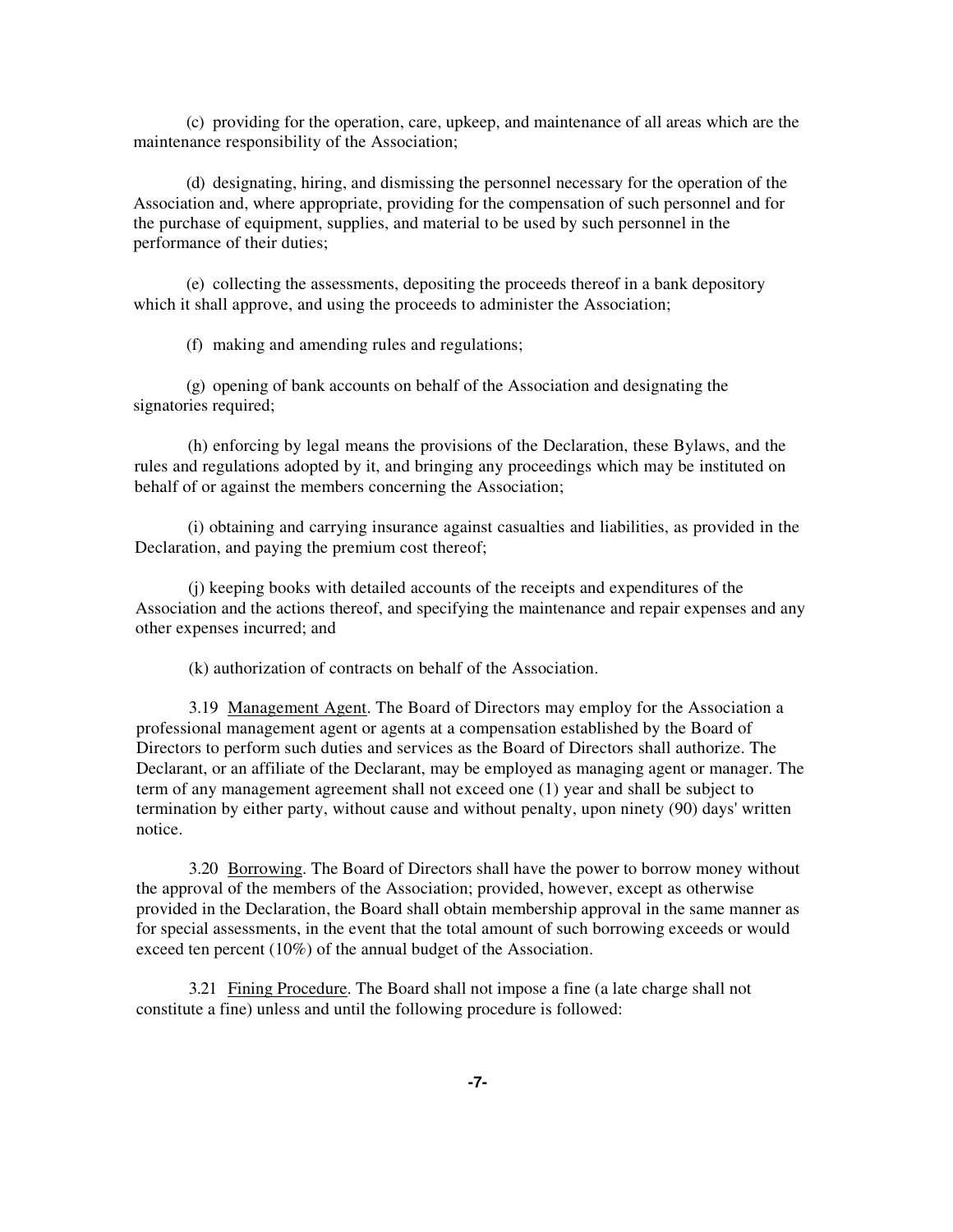(c) providing for the operation, care, upkeep, and maintenance of all areas which are the maintenance responsibility of the Association;

(d) designating, hiring, and dismissing the personnel necessary for the operation of the Association and, where appropriate, providing for the compensation of such personnel and for the purchase of equipment, supplies, and material to be used by such personnel in the performance of their duties;

(e) collecting the assessments, depositing the proceeds thereof in a bank depository which it shall approve, and using the proceeds to administer the Association;

(f) making and amending rules and regulations;

(g) opening of bank accounts on behalf of the Association and designating the signatories required;

(h) enforcing by legal means the provisions of the Declaration, these Bylaws, and the rules and regulations adopted by it, and bringing any proceedings which may be instituted on behalf of or against the members concerning the Association;

(i) obtaining and carrying insurance against casualties and liabilities, as provided in the Declaration, and paying the premium cost thereof;

(j) keeping books with detailed accounts of the receipts and expenditures of the Association and the actions thereof, and specifying the maintenance and repair expenses and any other expenses incurred; and

(k) authorization of contracts on behalf of the Association.

3.19 Management Agent. The Board of Directors may employ for the Association a professional management agent or agents at a compensation established by the Board of Directors to perform such duties and services as the Board of Directors shall authorize. The Declarant, or an affiliate of the Declarant, may be employed as managing agent or manager. The term of any management agreement shall not exceed one (1) year and shall be subject to termination by either party, without cause and without penalty, upon ninety (90) days' written notice.

3.20 Borrowing. The Board of Directors shall have the power to borrow money without the approval of the members of the Association; provided, however, except as otherwise provided in the Declaration, the Board shall obtain membership approval in the same manner as for special assessments, in the event that the total amount of such borrowing exceeds or would exceed ten percent (10%) of the annual budget of the Association.

3.21 Fining Procedure. The Board shall not impose a fine (a late charge shall not constitute a fine) unless and until the following procedure is followed: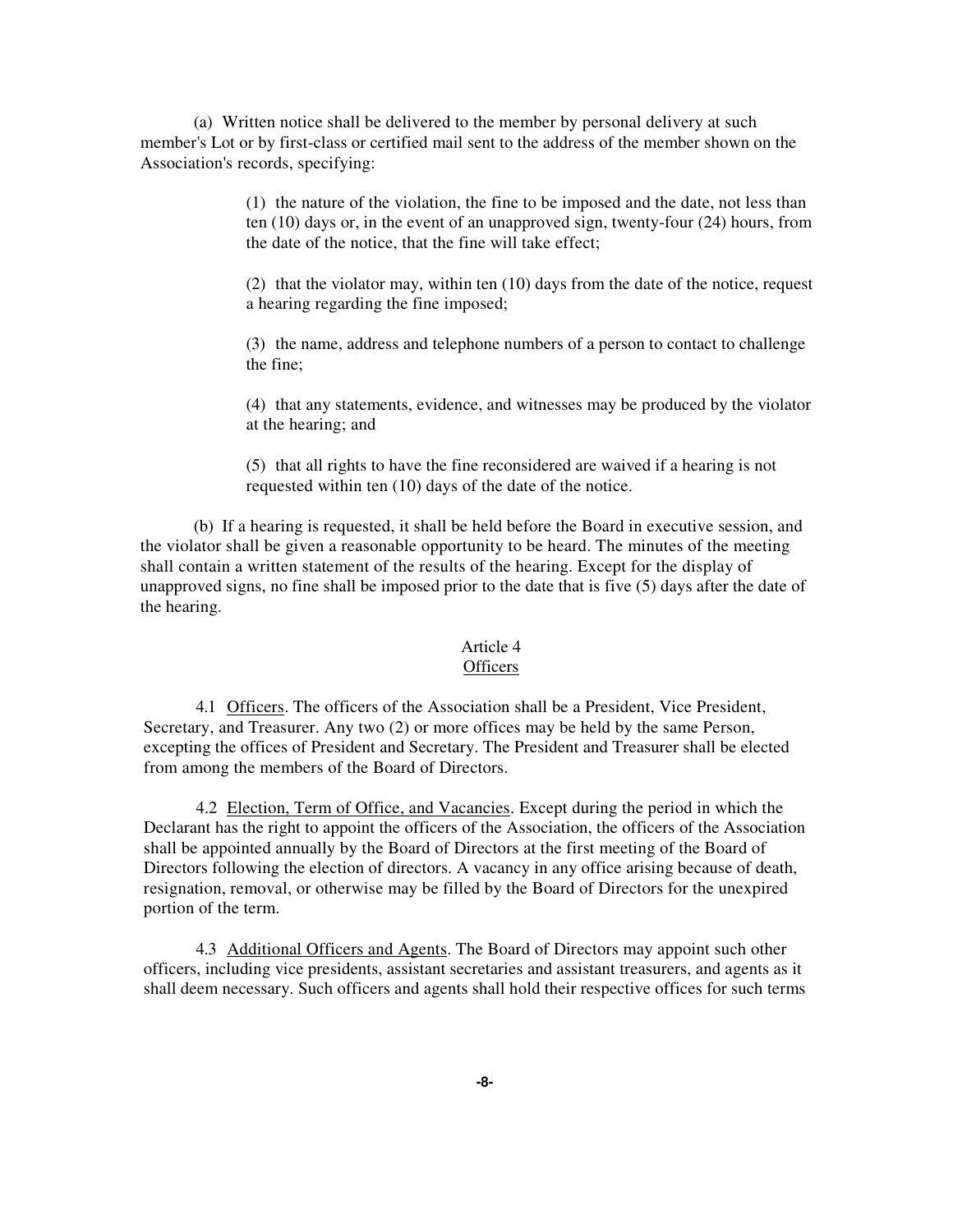(a) Written notice shall be delivered to the member by personal delivery at such member's Lot or by first-class or certified mail sent to the address of the member shown on the Association's records, specifying:

> (1) the nature of the violation, the fine to be imposed and the date, not less than ten (10) days or, in the event of an unapproved sign, twenty-four (24) hours, from the date of the notice, that the fine will take effect;
>
> (2) that the violator may, within ten (10) days from the date of the notice, request a hearing regarding the fine imposed;
>
> (3) the name, address and telephone numbers of a person to contact to challenge the fine;
>
> (4) that any statements, evidence, and witnesses may be produced by the violator at the hearing; and
>
> (5) that all rights to have the fine reconsidered are waived if a hearing is not requested within ten (10) days of the date of the notice.

(b) If a hearing is requested, it shall be held before the Board in executive session, and the violator shall be given a reasonable opportunity to be heard. The minutes of the meeting shall contain a written statement of the results of the hearing. Except for the display of unapproved signs, no fine shall be imposed prior to the date that is five (5) days after the date of the hearing.

## Article 4
## Officers

4.1 Officers. The officers of the Association shall be a President, Vice President, Secretary, and Treasurer. Any two (2) or more offices may be held by the same Person, excepting the offices of President and Secretary. The President and Treasurer shall be elected from among the members of the Board of Directors.

4.2 Election, Term of Office, and Vacancies. Except during the period in which the Declarant has the right to appoint the officers of the Association, the officers of the Association shall be appointed annually by the Board of Directors at the first meeting of the Board of Directors following the election of directors. A vacancy in any office arising because of death, resignation, removal, or otherwise may be filled by the Board of Directors for the unexpired portion of the term.

4.3 Additional Officers and Agents. The Board of Directors may appoint such other officers, including vice presidents, assistant secretaries and assistant treasurers, and agents as it shall deem necessary. Such officers and agents shall hold their respective offices for such terms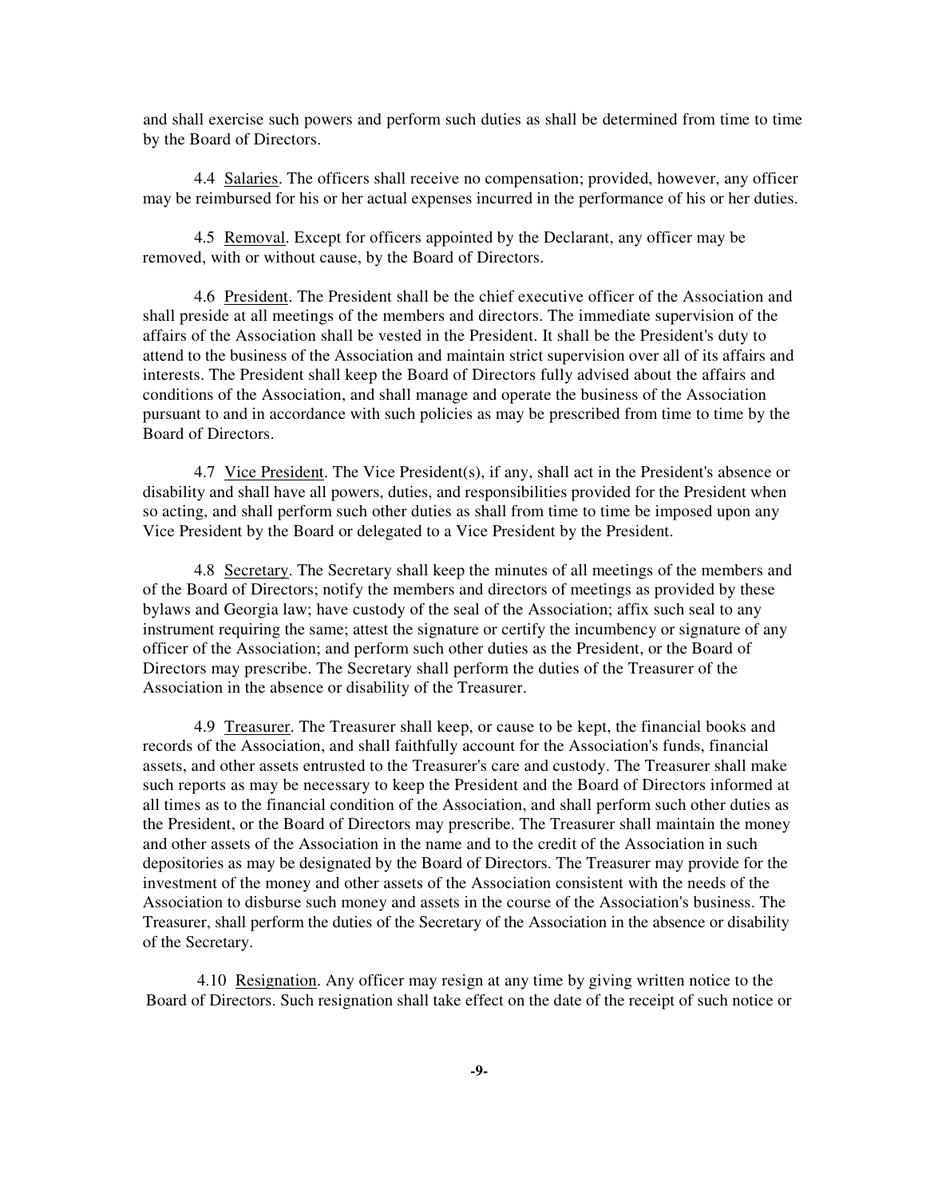and shall exercise such powers and perform such duties as shall be determined from time to time by the Board of Directors.

4.4 Salaries. The officers shall receive no compensation; provided, however, any officer may be reimbursed for his or her actual expenses incurred in the performance of his or her duties.

4.5 Removal. Except for officers appointed by the Declarant, any officer may be removed, with or without cause, by the Board of Directors.

4.6 President. The President shall be the chief executive officer of the Association and shall preside at all meetings of the members and directors. The immediate supervision of the affairs of the Association shall be vested in the President. It shall be the President's duty to attend to the business of the Association and maintain strict supervision over all of its affairs and interests. The President shall keep the Board of Directors fully advised about the affairs and conditions of the Association, and shall manage and operate the business of the Association pursuant to and in accordance with such policies as may be prescribed from time to time by the Board of Directors.

4.7 Vice President. The Vice President(s), if any, shall act in the President's absence or disability and shall have all powers, duties, and responsibilities provided for the President when so acting, and shall perform such other duties as shall from time to time be imposed upon any Vice President by the Board or delegated to a Vice President by the President.

4.8 Secretary. The Secretary shall keep the minutes of all meetings of the members and of the Board of Directors; notify the members and directors of meetings as provided by these bylaws and Georgia law; have custody of the seal of the Association; affix such seal to any instrument requiring the same; attest the signature or certify the incumbency or signature of any officer of the Association; and perform such other duties as the President, or the Board of Directors may prescribe. The Secretary shall perform the duties of the Treasurer of the Association in the absence or disability of the Treasurer.

4.9 Treasurer. The Treasurer shall keep, or cause to be kept, the financial books and records of the Association, and shall faithfully account for the Association's funds, financial assets, and other assets entrusted to the Treasurer's care and custody. The Treasurer shall make such reports as may be necessary to keep the President and the Board of Directors informed at all times as to the financial condition of the Association, and shall perform such other duties as the President, or the Board of Directors may prescribe. The Treasurer shall maintain the money and other assets of the Association in the name and to the credit of the Association in such depositories as may be designated by the Board of Directors. The Treasurer may provide for the investment of the money and other assets of the Association consistent with the needs of the Association to disburse such money and assets in the course of the Association's business. The Treasurer, shall perform the duties of the Secretary of the Association in the absence or disability of the Secretary.

4.10 Resignation. Any officer may resign at any time by giving written notice to the Board of Directors. Such resignation shall take effect on the date of the receipt of such notice or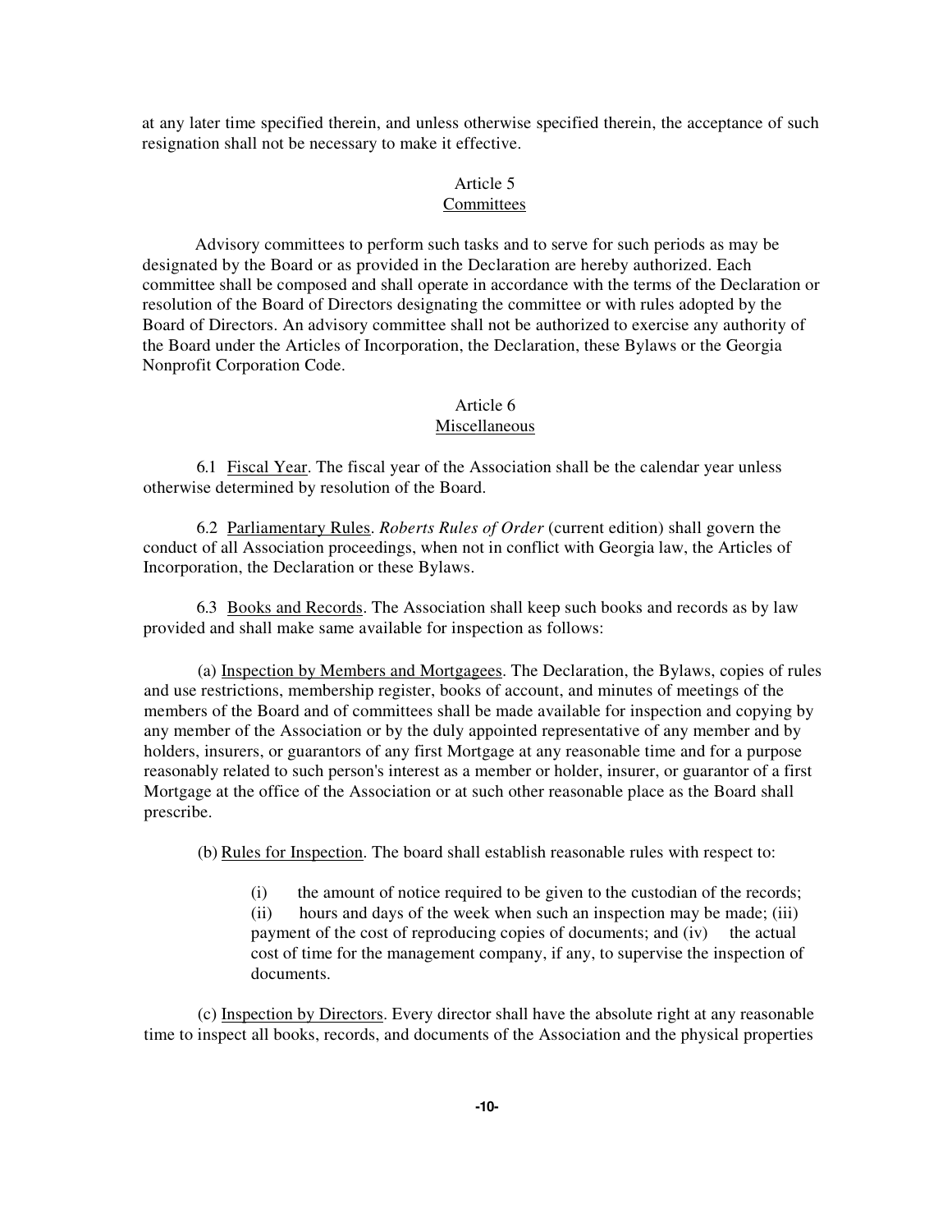at any later time specified therein, and unless otherwise specified therein, the acceptance of such resignation shall not be necessary to make it effective.

## Article 5
## Committees

Advisory committees to perform such tasks and to serve for such periods as may be designated by the Board or as provided in the Declaration are hereby authorized. Each committee shall be composed and shall operate in accordance with the terms of the Declaration or resolution of the Board of Directors designating the committee or with rules adopted by the Board of Directors. An advisory committee shall not be authorized to exercise any authority of the Board under the Articles of Incorporation, the Declaration, these Bylaws or the Georgia Nonprofit Corporation Code.

## Article 6
## Miscellaneous

6.1 Fiscal Year. The fiscal year of the Association shall be the calendar year unless otherwise determined by resolution of the Board.

6.2 Parliamentary Rules. *Roberts Rules of Order* (current edition) shall govern the conduct of all Association proceedings, when not in conflict with Georgia law, the Articles of Incorporation, the Declaration or these Bylaws.

6.3 Books and Records. The Association shall keep such books and records as by law provided and shall make same available for inspection as follows:

(a) Inspection by Members and Mortgagees. The Declaration, the Bylaws, copies of rules and use restrictions, membership register, books of account, and minutes of meetings of the members of the Board and of committees shall be made available for inspection and copying by any member of the Association or by the duly appointed representative of any member and by holders, insurers, or guarantors of any first Mortgage at any reasonable time and for a purpose reasonably related to such person's interest as a member or holder, insurer, or guarantor of a first Mortgage at the office of the Association or at such other reasonable place as the Board shall prescribe.

(b) Rules for Inspection. The board shall establish reasonable rules with respect to:

(i) the amount of notice required to be given to the custodian of the records;
(ii) hours and days of the week when such an inspection may be made; (iii) payment of the cost of reproducing copies of documents; and (iv) the actual cost of time for the management company, if any, to supervise the inspection of documents.

(c) Inspection by Directors. Every director shall have the absolute right at any reasonable time to inspect all books, records, and documents of the Association and the physical properties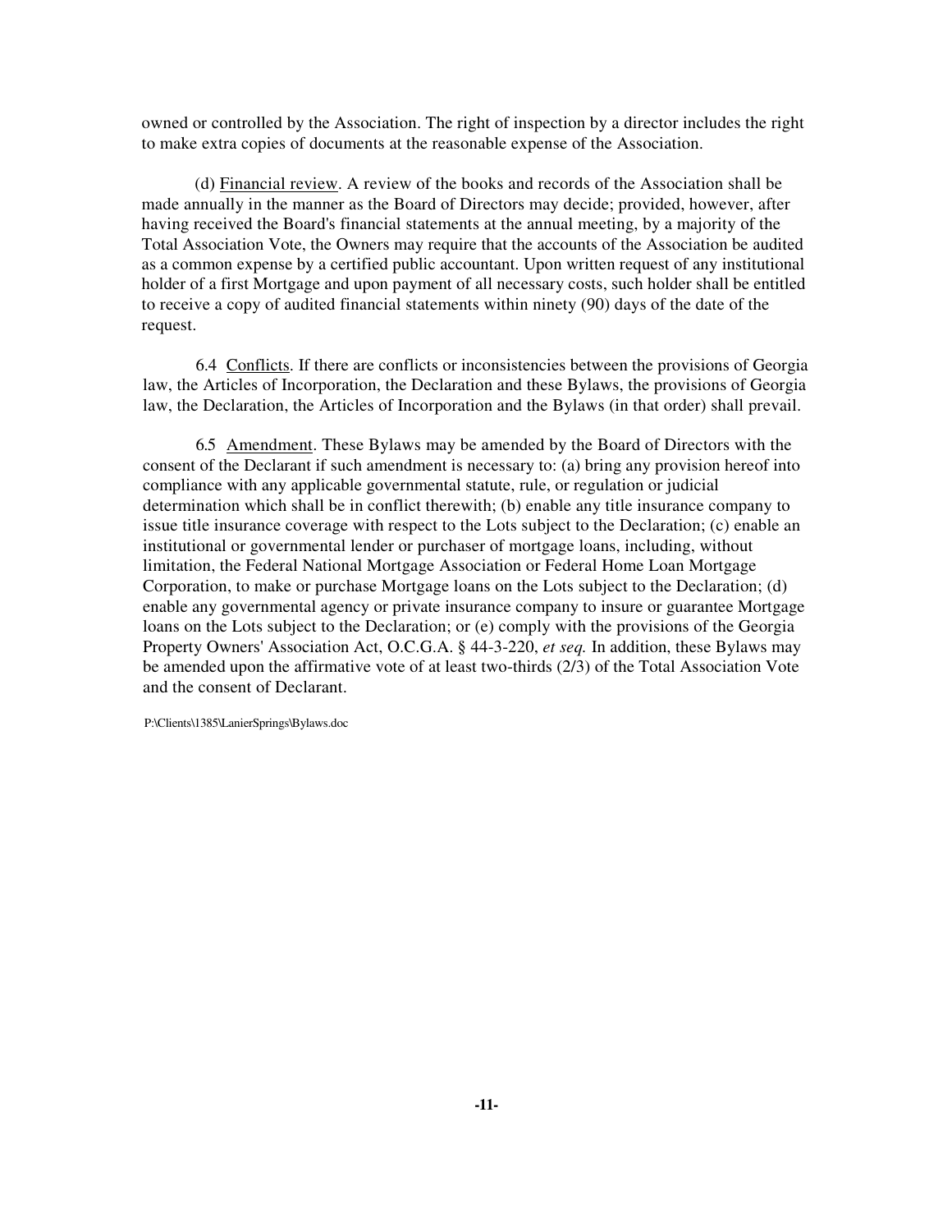owned or controlled by the Association. The right of inspection by a director includes the right to make extra copies of documents at the reasonable expense of the Association.

(d) Financial review. A review of the books and records of the Association shall be made annually in the manner as the Board of Directors may decide; provided, however, after having received the Board's financial statements at the annual meeting, by a majority of the Total Association Vote, the Owners may require that the accounts of the Association be audited as a common expense by a certified public accountant. Upon written request of any institutional holder of a first Mortgage and upon payment of all necessary costs, such holder shall be entitled to receive a copy of audited financial statements within ninety (90) days of the date of the request.

6.4 Conflicts. If there are conflicts or inconsistencies between the provisions of Georgia law, the Articles of Incorporation, the Declaration and these Bylaws, the provisions of Georgia law, the Declaration, the Articles of Incorporation and the Bylaws (in that order) shall prevail.

6.5 Amendment. These Bylaws may be amended by the Board of Directors with the consent of the Declarant if such amendment is necessary to: (a) bring any provision hereof into compliance with any applicable governmental statute, rule, or regulation or judicial determination which shall be in conflict therewith; (b) enable any title insurance company to issue title insurance coverage with respect to the Lots subject to the Declaration; (c) enable an institutional or governmental lender or purchaser of mortgage loans, including, without limitation, the Federal National Mortgage Association or Federal Home Loan Mortgage Corporation, to make or purchase Mortgage loans on the Lots subject to the Declaration; (d) enable any governmental agency or private insurance company to insure or guarantee Mortgage loans on the Lots subject to the Declaration; or (e) comply with the provisions of the Georgia Property Owners' Association Act, O.C.G.A. § 44-3-220, *et seq.* In addition, these Bylaws may be amended upon the affirmative vote of at least two-thirds (2/3) of the Total Association Vote and the consent of Declarant.

P:\Clients\1385\LanierSprings\Bylaws.doc